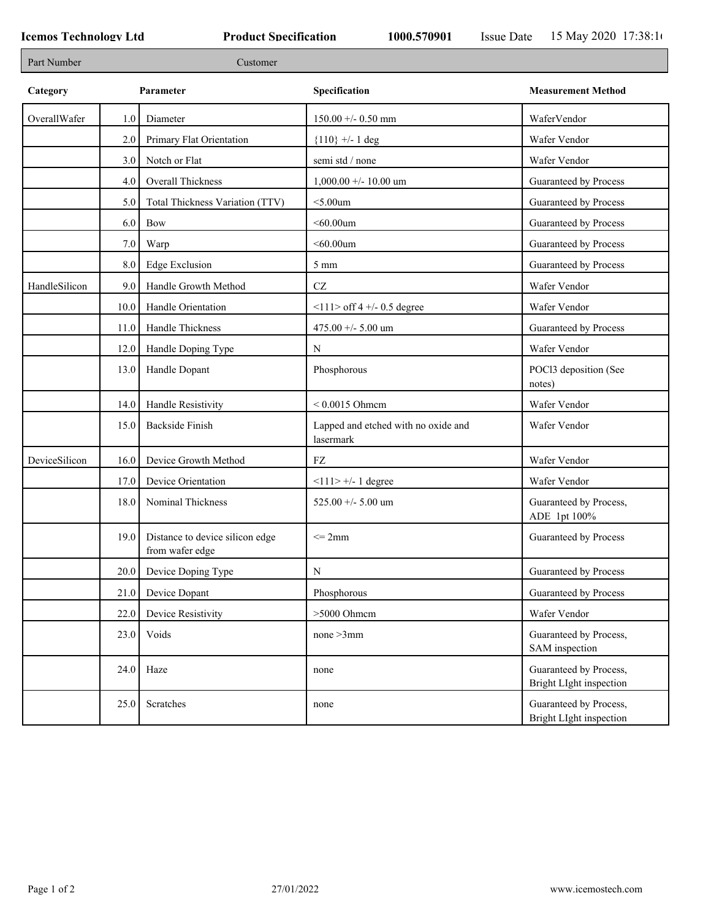**Icemos Technology Ltd** **Product Specification** **1000.570901** Issue Date 15 May 2020 17:38:1

| Part Number | Customer |
|---|---|

| Category | | Parameter | Specification | Measurement Method |
|---|---|---|---|---|
| OverallWafer | 1.0 | Diameter | 150.00 +/- 0.50 mm | WaferVendor |
| | 2.0 | Primary Flat Orientation | {110} +/- 1 deg | Wafer Vendor |
| | 3.0 | Notch or Flat | semi std / none | Wafer Vendor |
| | 4.0 | Overall Thickness | 1,000.00 +/- 10.00 um | Guaranteed by Process |
| | 5.0 | Total Thickness Variation (TTV) | <5.00um | Guaranteed by Process |
| | 6.0 | Bow | <60.00um | Guaranteed by Process |
| | 7.0 | Warp | <60.00um | Guaranteed by Process |
| | 8.0 | Edge Exclusion | 5 mm | Guaranteed by Process |
| HandleSilicon | 9.0 | Handle Growth Method | CZ | Wafer Vendor |
| | 10.0 | Handle Orientation | <111> off 4 +/- 0.5 degree | Wafer Vendor |
| | 11.0 | Handle Thickness | 475.00 +/- 5.00 um | Guaranteed by Process |
| | 12.0 | Handle Doping Type | N | Wafer Vendor |
| | 13.0 | Handle Dopant | Phosphorous | POCl3 deposition (See notes) |
| | 14.0 | Handle Resistivity | < 0.0015 Ohmcm | Wafer Vendor |
| | 15.0 | Backside Finish | Lapped and etched with no oxide and lasermark | Wafer Vendor |
| DeviceSilicon | 16.0 | Device Growth Method | FZ | Wafer Vendor |
| | 17.0 | Device Orientation | <111> +/- 1 degree | Wafer Vendor |
| | 18.0 | Nominal Thickness | 525.00 +/- 5.00 um | Guaranteed by Process, ADE 1pt 100% |
| | 19.0 | Distance to device silicon edge from wafer edge | <= 2mm | Guaranteed by Process |
| | 20.0 | Device Doping Type | N | Guaranteed by Process |
| | 21.0 | Device Dopant | Phosphorous | Guaranteed by Process |
| | 22.0 | Device Resistivity | >5000 Ohmcm | Wafer Vendor |
| | 23.0 | Voids | none >3mm | Guaranteed by Process, SAM inspection |
| | 24.0 | Haze | none | Guaranteed by Process, Bright LIght inspection |
| | 25.0 | Scratches | none | Guaranteed by Process, Bright LIght inspection |

27/01/2022 www.icemostech.com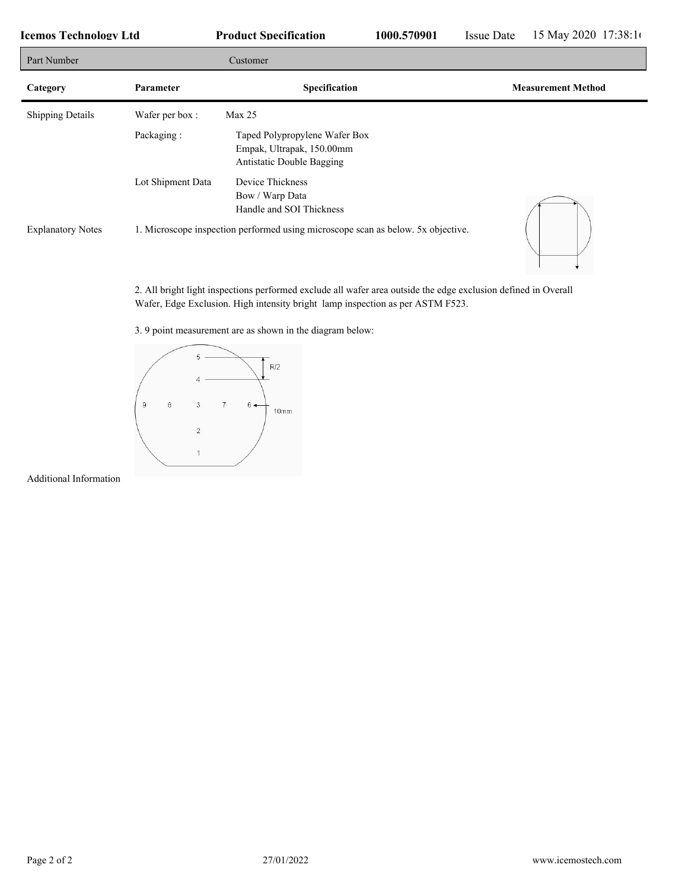| Category | Parameter | Specification | Measurement Method |
| --- | --- | --- | --- |
| Shipping Details | Wafer per box : | Max 25 | |
| | Packaging : | Taped Polypropylene Wafer Box<br>Empak, Ultrapak, 150.00mm<br>Antistatic Double Bagging | |
| | Lot Shipment Data | Device Thickness<br>Bow / Warp Data<br>Handle and SOI Thickness | |
| Explanatory Notes | 1. Microscope inspection performed using microscope scan as below. 5x objective. | | |
| | 2. All bright light inspections performed exclude all wafer area outside the edge exclusion defined in Overall Wafer, Edge Exclusion. High intensity bright lamp inspection as per ASTM F523. | | |
| | 3. 9 point measurement are as shown in the diagram below: | | |
| Additional Information | | | |

5
4
R/2
9 8 3 7 6
10mm
2
1